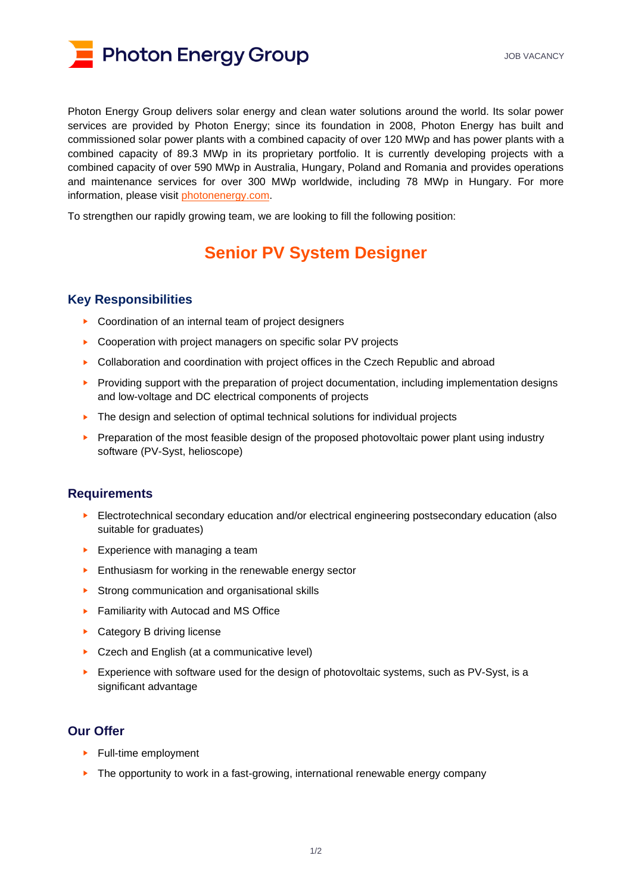# Photon Energy Group

JOB VACANCY

Photon Energy Group delivers solar energy and clean water solutions around the world. Its solar power services are provided by Photon Energy; since its foundation in 2008, Photon Energy has built and commissioned solar power plants with a combined capacity of over 120 MWp and has power plants with a combined capacity of 89.3 MWp in its proprietary portfolio. It is currently developing projects with a combined capacity of over 590 MWp in Australia, Hungary, Poland and Romania and provides operations and maintenance services for over 300 MWp worldwide, including 78 MWp in Hungary. For more information, please visit [photonenergy.com](photonenergy.com).

To strengthen our rapidly growing team, we are looking to fill the following position:

## Senior PV System Designer

### Key Responsibilities

- Coordination of an internal team of project designers
- Cooperation with project managers on specific solar PV projects
- Collaboration and coordination with project offices in the Czech Republic and abroad
- Providing support with the preparation of project documentation, including implementation designs and low-voltage and DC electrical components of projects
- The design and selection of optimal technical solutions for individual projects
- Preparation of the most feasible design of the proposed photovoltaic power plant using industry software (PV-Syst, helioscope)

### Requirements

- Electrotechnical secondary education and/or electrical engineering postsecondary education (also suitable for graduates)
- Experience with managing a team
- Enthusiasm for working in the renewable energy sector
- Strong communication and organisational skills
- Familiarity with Autocad and MS Office
- Category B driving license
- Czech and English (at a communicative level)
- Experience with software used for the design of photovoltaic systems, such as PV-Syst, is a significant advantage

### Our Offer

- Full-time employment
- The opportunity to work in a fast-growing, international renewable energy company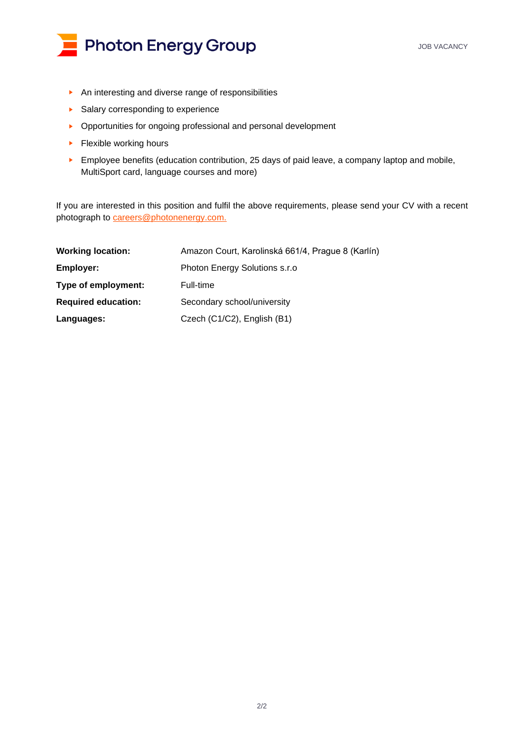- An interesting and diverse range of responsibilities
- Salary corresponding to experience
- Opportunities for ongoing professional and personal development
- Flexible working hours
- Employee benefits (education contribution, 25 days of paid leave, a company laptop and mobile, MultiSport card, language courses and more)

If you are interested in this position and fulfil the above requirements, please send your CV with a recent photograph to careers@photonenergy.com.

| | |
|---|---|
| **Working location:** | Amazon Court, Karolinská 661/4, Prague 8 (Karlín) |
| **Employer:** | Photon Energy Solutions s.r.o |
| **Type of employment:** | Full-time |
| **Required education:** | Secondary school/university |
| **Languages:** | Czech (C1/C2), English (B1) |